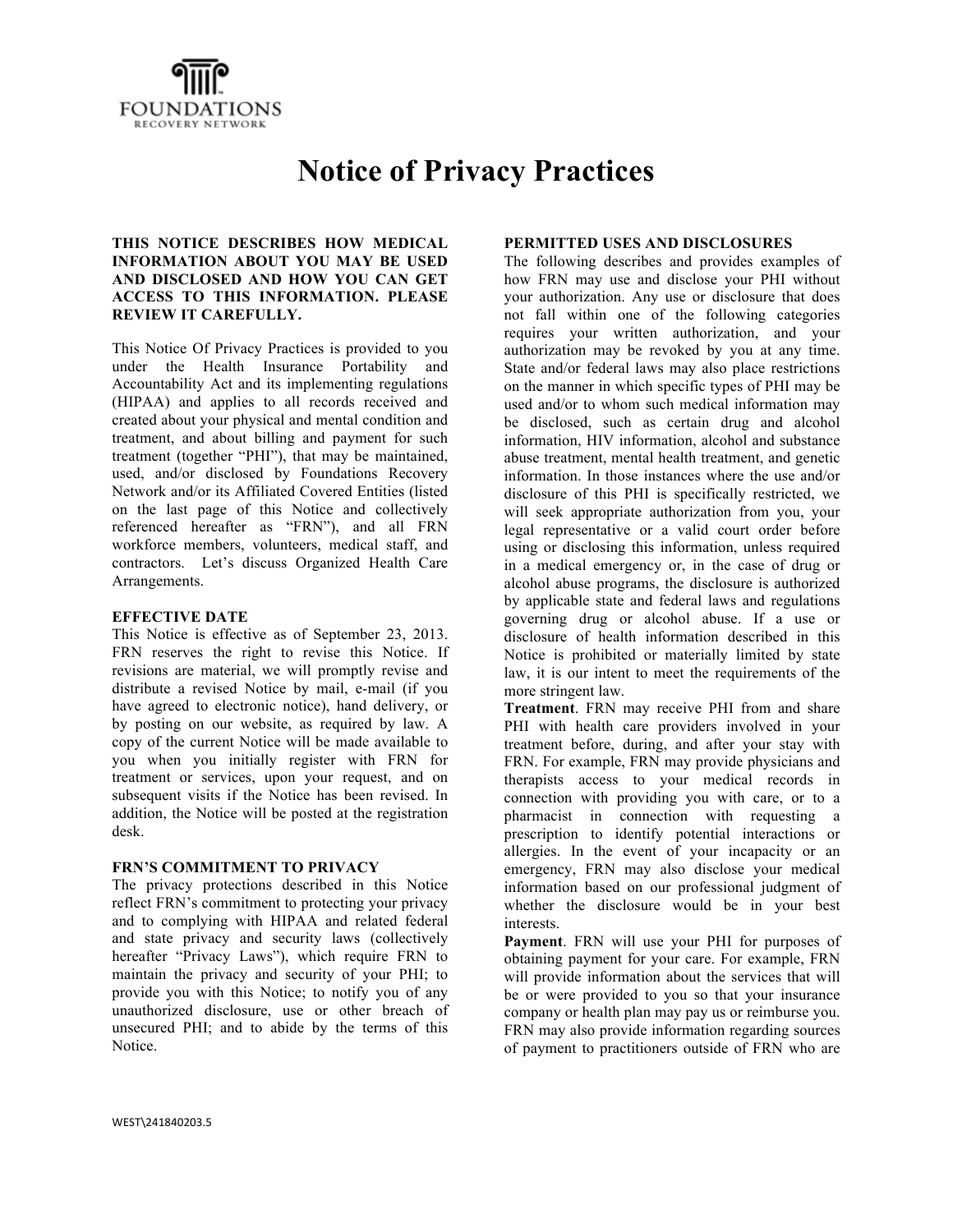FOUNDATIONS RECOVERY NETWORK

# Notice of Privacy Practices

**THIS NOTICE DESCRIBES HOW MEDICAL INFORMATION ABOUT YOU MAY BE USED AND DISCLOSED AND HOW YOU CAN GET ACCESS TO THIS INFORMATION. PLEASE REVIEW IT CAREFULLY.**

This Notice Of Privacy Practices is provided to you under the Health Insurance Portability and Accountability Act and its implementing regulations (HIPAA) and applies to all records received and created about your physical and mental condition and treatment, and about billing and payment for such treatment (together "PHI"), that may be maintained, used, and/or disclosed by Foundations Recovery Network and/or its Affiliated Covered Entities (listed on the last page of this Notice and collectively referenced hereafter as "FRN"), and all FRN workforce members, volunteers, medical staff, and contractors. Let's discuss Organized Health Care Arrangements.

**EFFECTIVE DATE**

This Notice is effective as of September 23, 2013. FRN reserves the right to revise this Notice. If revisions are material, we will promptly revise and distribute a revised Notice by mail, e-mail (if you have agreed to electronic notice), hand delivery, or by posting on our website, as required by law. A copy of the current Notice will be made available to you when you initially register with FRN for treatment or services, upon your request, and on subsequent visits if the Notice has been revised. In addition, the Notice will be posted at the registration desk.

**FRN'S COMMITMENT TO PRIVACY**

The privacy protections described in this Notice reflect FRN's commitment to protecting your privacy and to complying with HIPAA and related federal and state privacy and security laws (collectively hereafter "Privacy Laws"), which require FRN to maintain the privacy and security of your PHI; to provide you with this Notice; to notify you of any unauthorized disclosure, use or other breach of unsecured PHI; and to abide by the terms of this Notice.

**PERMITTED USES AND DISCLOSURES**

The following describes and provides examples of how FRN may use and disclose your PHI without your authorization. Any use or disclosure that does not fall within one of the following categories requires your written authorization, and your authorization may be revoked by you at any time. State and/or federal laws may also place restrictions on the manner in which specific types of PHI may be used and/or to whom such medical information may be disclosed, such as certain drug and alcohol information, HIV information, alcohol and substance abuse treatment, mental health treatment, and genetic information. In those instances where the use and/or disclosure of this PHI is specifically restricted, we will seek appropriate authorization from you, your legal representative or a valid court order before using or disclosing this information, unless required in a medical emergency or, in the case of drug or alcohol abuse programs, the disclosure is authorized by applicable state and federal laws and regulations governing drug or alcohol abuse. If a use or disclosure of health information described in this Notice is prohibited or materially limited by state law, it is our intent to meet the requirements of the more stringent law.

**Treatment**. FRN may receive PHI from and share PHI with health care providers involved in your treatment before, during, and after your stay with FRN. For example, FRN may provide physicians and therapists access to your medical records in connection with providing you with care, or to a pharmacist in connection with requesting a prescription to identify potential interactions or allergies. In the event of your incapacity or an emergency, FRN may also disclose your medical information based on our professional judgment of whether the disclosure would be in your best interests.

**Payment**. FRN will use your PHI for purposes of obtaining payment for your care. For example, FRN will provide information about the services that will be or were provided to you so that your insurance company or health plan may pay us or reimburse you. FRN may also provide information regarding sources of payment to practitioners outside of FRN who are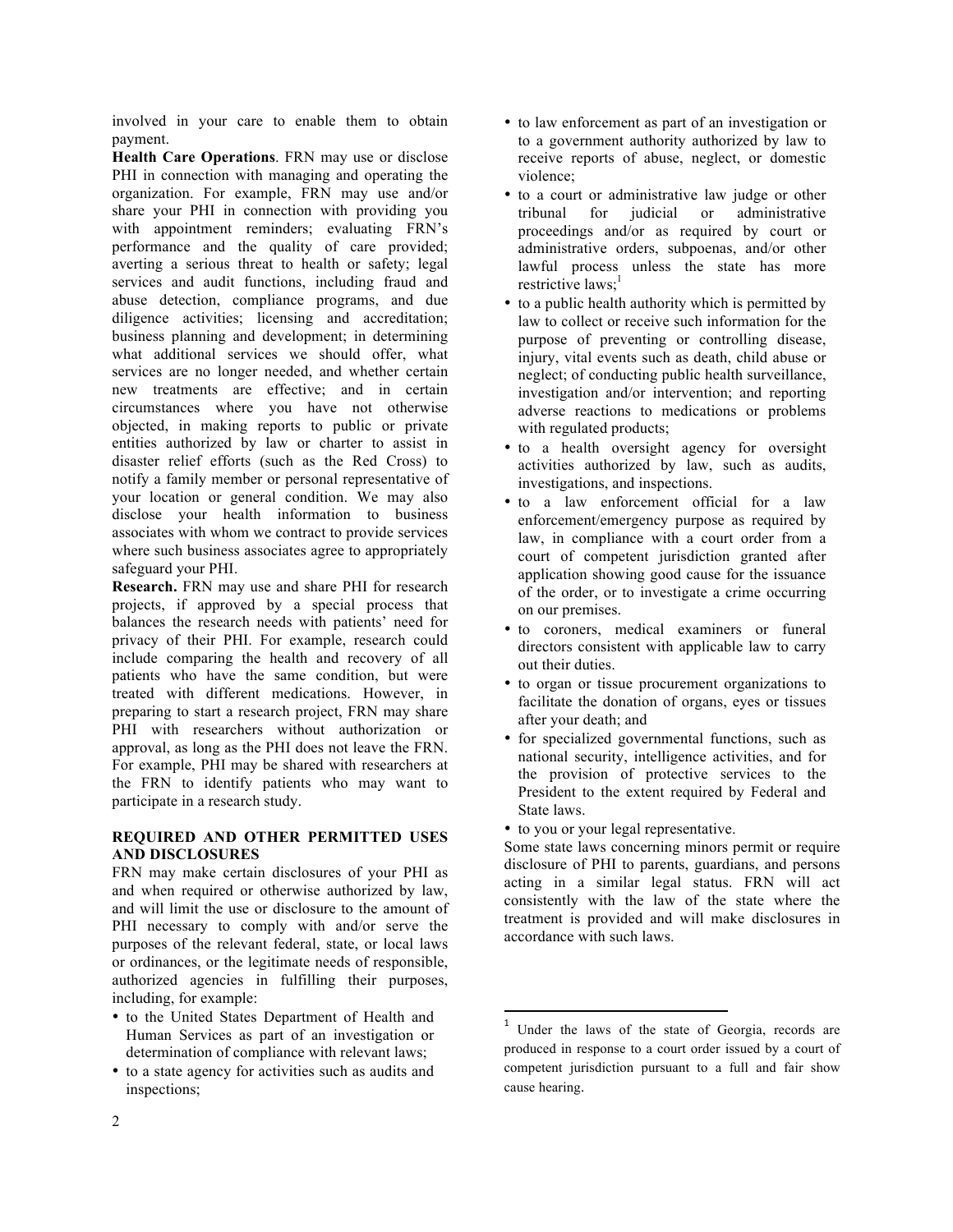involved in your care to enable them to obtain payment.

**Health Care Operations**. FRN may use or disclose PHI in connection with managing and operating the organization. For example, FRN may use and/or share your PHI in connection with providing you with appointment reminders; evaluating FRN's performance and the quality of care provided; averting a serious threat to health or safety; legal services and audit functions, including fraud and abuse detection, compliance programs, and due diligence activities; licensing and accreditation; business planning and development; in determining what additional services we should offer, what services are no longer needed, and whether certain new treatments are effective; and in certain circumstances where you have not otherwise objected, in making reports to public or private entities authorized by law or charter to assist in disaster relief efforts (such as the Red Cross) to notify a family member or personal representative of your location or general condition. We may also disclose your health information to business associates with whom we contract to provide services where such business associates agree to appropriately safeguard your PHI.

**Research.** FRN may use and share PHI for research projects, if approved by a special process that balances the research needs with patients' need for privacy of their PHI. For example, research could include comparing the health and recovery of all patients who have the same condition, but were treated with different medications. However, in preparing to start a research project, FRN may share PHI with researchers without authorization or approval, as long as the PHI does not leave the FRN. For example, PHI may be shared with researchers at the FRN to identify patients who may want to participate in a research study.

**REQUIRED AND OTHER PERMITTED USES AND DISCLOSURES**

FRN may make certain disclosures of your PHI as and when required or otherwise authorized by law, and will limit the use or disclosure to the amount of PHI necessary to comply with and/or serve the purposes of the relevant federal, state, or local laws or ordinances, or the legitimate needs of responsible, authorized agencies in fulfilling their purposes, including, for example:

- to the United States Department of Health and Human Services as part of an investigation or determination of compliance with relevant laws;
- to a state agency for activities such as audits and inspections;
- to law enforcement as part of an investigation or to a government authority authorized by law to receive reports of abuse, neglect, or domestic violence;
- to a court or administrative law judge or other tribunal for judicial or administrative proceedings and/or as required by court or administrative orders, subpoenas, and/or other lawful process unless the state has more restrictive laws;[1]
- to a public health authority which is permitted by law to collect or receive such information for the purpose of preventing or controlling disease, injury, vital events such as death, child abuse or neglect; of conducting public health surveillance, investigation and/or intervention; and reporting adverse reactions to medications or problems with regulated products;
- to a health oversight agency for oversight activities authorized by law, such as audits, investigations, and inspections.
- to a law enforcement official for a law enforcement/emergency purpose as required by law, in compliance with a court order from a court of competent jurisdiction granted after application showing good cause for the issuance of the order, or to investigate a crime occurring on our premises.
- to coroners, medical examiners or funeral directors consistent with applicable law to carry out their duties.
- to organ or tissue procurement organizations to facilitate the donation of organs, eyes or tissues after your death; and
- for specialized governmental functions, such as national security, intelligence activities, and for the provision of protective services to the President to the extent required by Federal and State laws.
- to you or your legal representative.

Some state laws concerning minors permit or require disclosure of PHI to parents, guardians, and persons acting in a similar legal status. FRN will act consistently with the law of the state where the treatment is provided and will make disclosures in accordance with such laws.

[1] Under the laws of the state of Georgia, records are produced in response to a court order issued by a court of competent jurisdiction pursuant to a full and fair show cause hearing.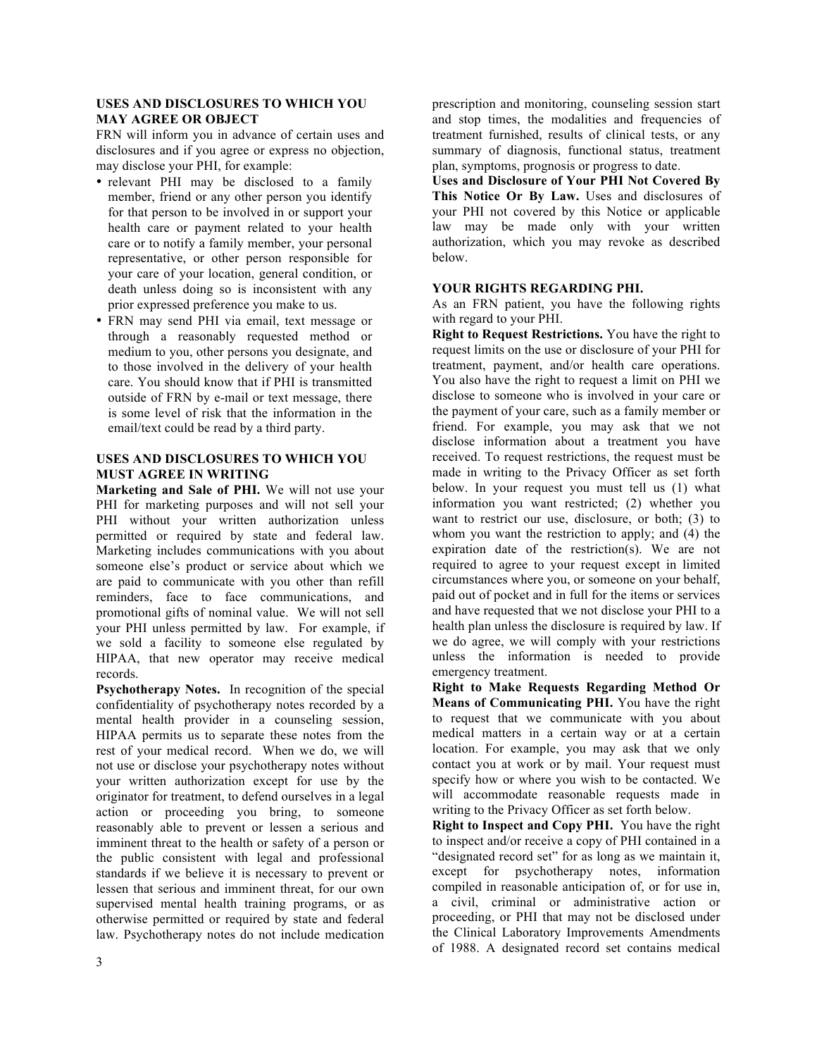## USES AND DISCLOSURES TO WHICH YOU MAY AGREE OR OBJECT

FRN will inform you in advance of certain uses and disclosures and if you agree or express no objection, may disclose your PHI, for example:

- relevant PHI may be disclosed to a family member, friend or any other person you identify for that person to be involved in or support your health care or payment related to your health care or to notify a family member, your personal representative, or other person responsible for your care of your location, general condition, or death unless doing so is inconsistent with any prior expressed preference you make to us.
- FRN may send PHI via email, text message or through a reasonably requested method or medium to you, other persons you designate, and to those involved in the delivery of your health care. You should know that if PHI is transmitted outside of FRN by e-mail or text message, there is some level of risk that the information in the email/text could be read by a third party.

## USES AND DISCLOSURES TO WHICH YOU MUST AGREE IN WRITING

**Marketing and Sale of PHI.** We will not use your PHI for marketing purposes and will not sell your PHI without your written authorization unless permitted or required by state and federal law. Marketing includes communications with you about someone else's product or service about which we are paid to communicate with you other than refill reminders, face to face communications, and promotional gifts of nominal value. We will not sell your PHI unless permitted by law. For example, if we sold a facility to someone else regulated by HIPAA, that new operator may receive medical records.

**Psychotherapy Notes.** In recognition of the special confidentiality of psychotherapy notes recorded by a mental health provider in a counseling session, HIPAA permits us to separate these notes from the rest of your medical record. When we do, we will not use or disclose your psychotherapy notes without your written authorization except for use by the originator for treatment, to defend ourselves in a legal action or proceeding you bring, to someone reasonably able to prevent or lessen a serious and imminent threat to the health or safety of a person or the public consistent with legal and professional standards if we believe it is necessary to prevent or lessen that serious and imminent threat, for our own supervised mental health training programs, or as otherwise permitted or required by state and federal law. Psychotherapy notes do not include medication prescription and monitoring, counseling session start and stop times, the modalities and frequencies of treatment furnished, results of clinical tests, or any summary of diagnosis, functional status, treatment plan, symptoms, prognosis or progress to date.

**Uses and Disclosure of Your PHI Not Covered By This Notice Or By Law.** Uses and disclosures of your PHI not covered by this Notice or applicable law may be made only with your written authorization, which you may revoke as described below.

## YOUR RIGHTS REGARDING PHI.

As an FRN patient, you have the following rights with regard to your PHI.

**Right to Request Restrictions.** You have the right to request limits on the use or disclosure of your PHI for treatment, payment, and/or health care operations. You also have the right to request a limit on PHI we disclose to someone who is involved in your care or the payment of your care, such as a family member or friend. For example, you may ask that we not disclose information about a treatment you have received. To request restrictions, the request must be made in writing to the Privacy Officer as set forth below. In your request you must tell us (1) what information you want restricted; (2) whether you want to restrict our use, disclosure, or both; (3) to whom you want the restriction to apply; and (4) the expiration date of the restriction(s). We are not required to agree to your request except in limited circumstances where you, or someone on your behalf, paid out of pocket and in full for the items or services and have requested that we not disclose your PHI to a health plan unless the disclosure is required by law. If we do agree, we will comply with your restrictions unless the information is needed to provide emergency treatment.

**Right to Make Requests Regarding Method Or Means of Communicating PHI.** You have the right to request that we communicate with you about medical matters in a certain way or at a certain location. For example, you may ask that we only contact you at work or by mail. Your request must specify how or where you wish to be contacted. We will accommodate reasonable requests made in writing to the Privacy Officer as set forth below.

**Right to Inspect and Copy PHI.** You have the right to inspect and/or receive a copy of PHI contained in a "designated record set" for as long as we maintain it, except for psychotherapy notes, information compiled in reasonable anticipation of, or for use in, a civil, criminal or administrative action or proceeding, or PHI that may not be disclosed under the Clinical Laboratory Improvements Amendments of 1988. A designated record set contains medical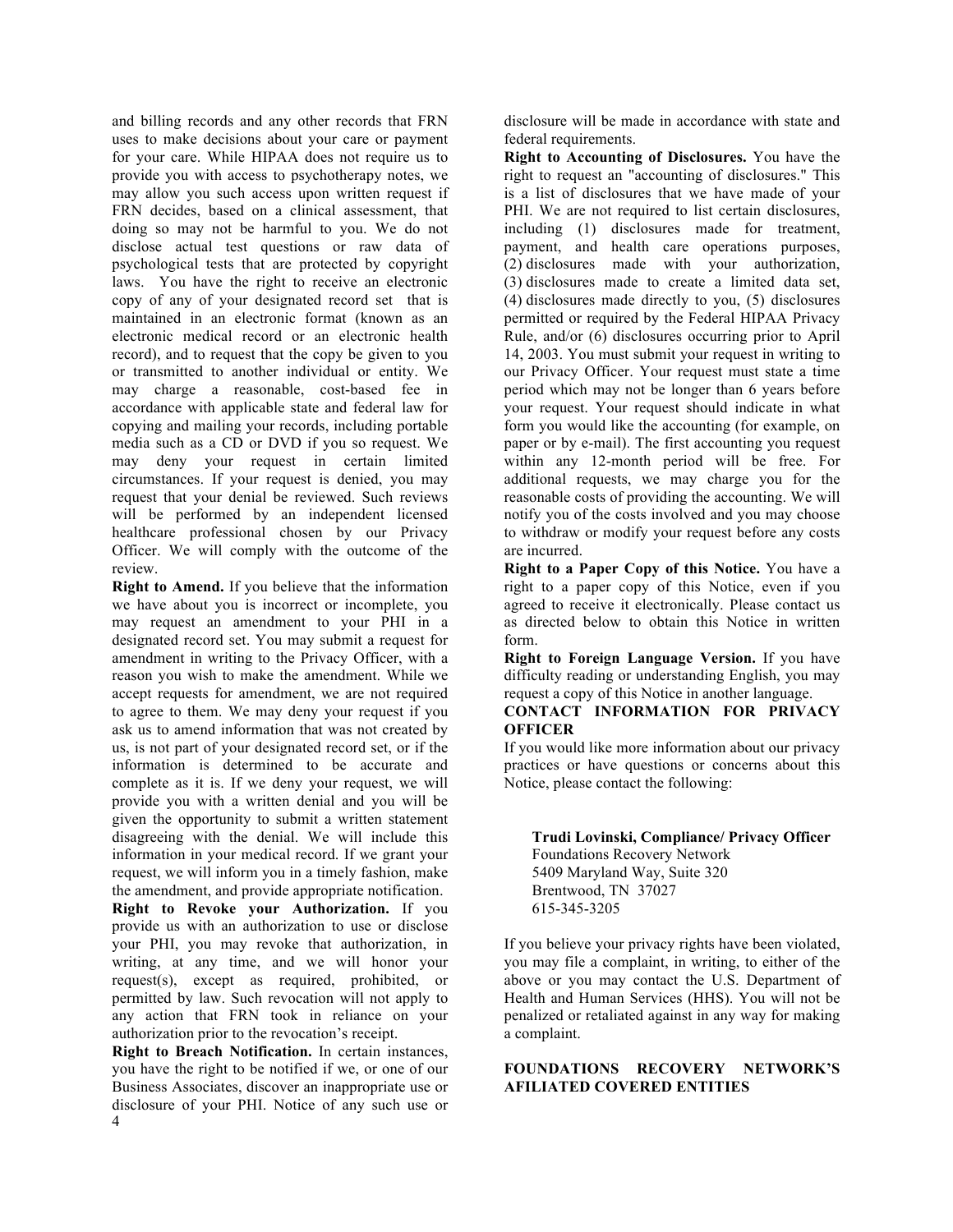and billing records and any other records that FRN uses to make decisions about your care or payment for your care. While HIPAA does not require us to provide you with access to psychotherapy notes, we may allow you such access upon written request if FRN decides, based on a clinical assessment, that doing so may not be harmful to you. We do not disclose actual test questions or raw data of psychological tests that are protected by copyright laws. You have the right to receive an electronic copy of any of your designated record set that is maintained in an electronic format (known as an electronic medical record or an electronic health record), and to request that the copy be given to you or transmitted to another individual or entity. We may charge a reasonable, cost-based fee in accordance with applicable state and federal law for copying and mailing your records, including portable media such as a CD or DVD if you so request. We may deny your request in certain limited circumstances. If your request is denied, you may request that your denial be reviewed. Such reviews will be performed by an independent licensed healthcare professional chosen by our Privacy Officer. We will comply with the outcome of the review.

**Right to Amend.** If you believe that the information we have about you is incorrect or incomplete, you may request an amendment to your PHI in a designated record set. You may submit a request for amendment in writing to the Privacy Officer, with a reason you wish to make the amendment. While we accept requests for amendment, we are not required to agree to them. We may deny your request if you ask us to amend information that was not created by us, is not part of your designated record set, or if the information is determined to be accurate and complete as it is. If we deny your request, we will provide you with a written denial and you will be given the opportunity to submit a written statement disagreeing with the denial. We will include this information in your medical record. If we grant your request, we will inform you in a timely fashion, make the amendment, and provide appropriate notification.

**Right to Revoke your Authorization.** If you provide us with an authorization to use or disclose your PHI, you may revoke that authorization, in writing, at any time, and we will honor your request(s), except as required, prohibited, or permitted by law. Such revocation will not apply to any action that FRN took in reliance on your authorization prior to the revocation's receipt.

**Right to Breach Notification.** In certain instances, you have the right to be notified if we, or one of our Business Associates, discover an inappropriate use or disclosure of your PHI. Notice of any such use or disclosure will be made in accordance with state and federal requirements.

**Right to Accounting of Disclosures.** You have the right to request an "accounting of disclosures." This is a list of disclosures that we have made of your PHI. We are not required to list certain disclosures, including (1) disclosures made for treatment, payment, and health care operations purposes, (2) disclosures made with your authorization, (3) disclosures made to create a limited data set, (4) disclosures made directly to you, (5) disclosures permitted or required by the Federal HIPAA Privacy Rule, and/or (6) disclosures occurring prior to April 14, 2003. You must submit your request in writing to our Privacy Officer. Your request must state a time period which may not be longer than 6 years before your request. Your request should indicate in what form you would like the accounting (for example, on paper or by e-mail). The first accounting you request within any 12-month period will be free. For additional requests, we may charge you for the reasonable costs of providing the accounting. We will notify you of the costs involved and you may choose to withdraw or modify your request before any costs are incurred.

**Right to a Paper Copy of this Notice.** You have a right to a paper copy of this Notice, even if you agreed to receive it electronically. Please contact us as directed below to obtain this Notice in written form.

**Right to Foreign Language Version.** If you have difficulty reading or understanding English, you may request a copy of this Notice in another language.

**CONTACT INFORMATION FOR PRIVACY OFFICER**

If you would like more information about our privacy practices or have questions or concerns about this Notice, please contact the following:

**Trudi Lovinski, Compliance/ Privacy Officer**
Foundations Recovery Network
5409 Maryland Way, Suite 320
Brentwood, TN 37027
615-345-3205

If you believe your privacy rights have been violated, you may file a complaint, in writing, to either of the above or you may contact the U.S. Department of Health and Human Services (HHS). You will not be penalized or retaliated against in any way for making a complaint.

**FOUNDATIONS RECOVERY NETWORK'S AFILIATED COVERED ENTITIES**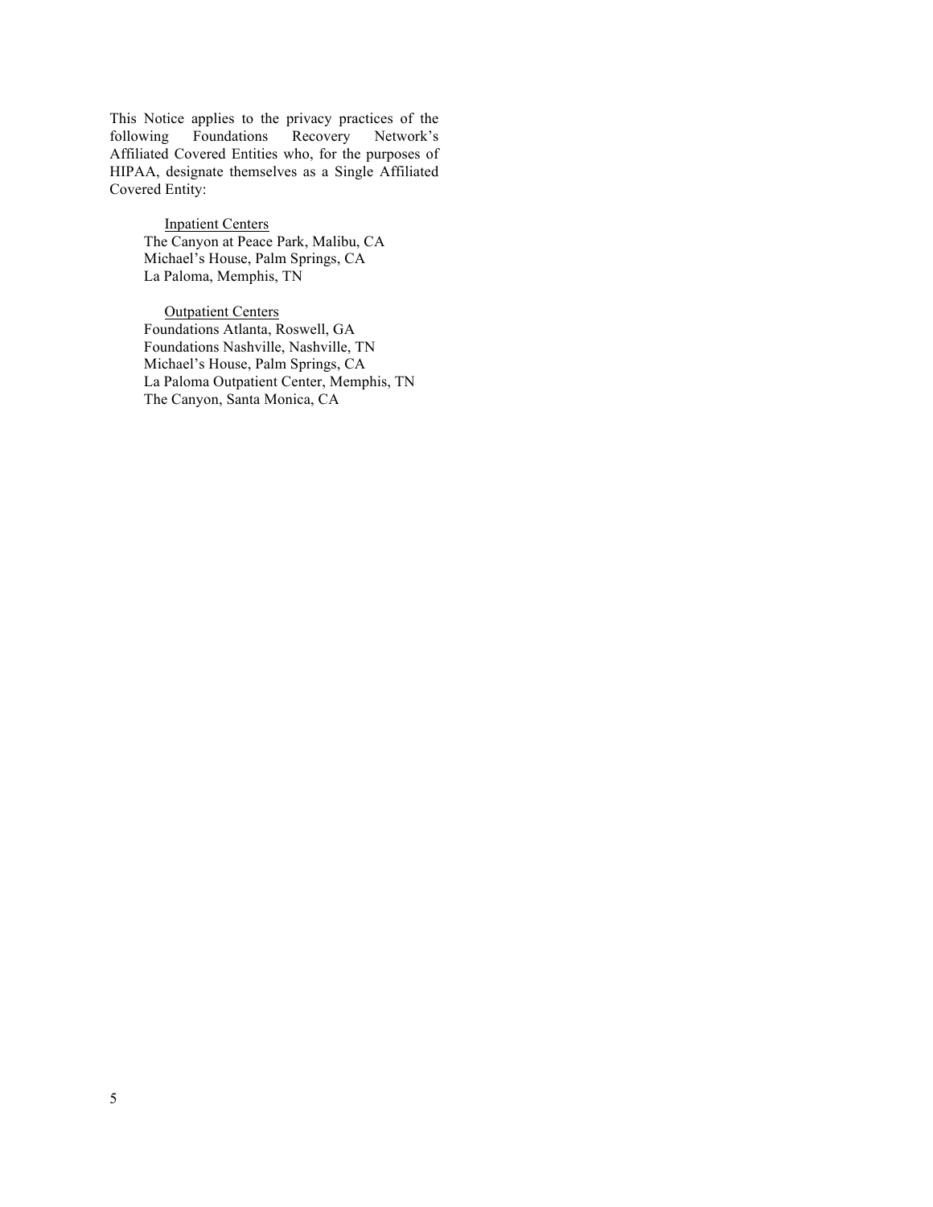This Notice applies to the privacy practices of the following Foundations Recovery Network's Affiliated Covered Entities who, for the purposes of HIPAA, designate themselves as a Single Affiliated Covered Entity:

<u>Inpatient Centers</u>

The Canyon at Peace Park, Malibu, CA
Michael's House, Palm Springs, CA
La Paloma, Memphis, TN

<u>Outpatient Centers</u>

Foundations Atlanta, Roswell, GA
Foundations Nashville, Nashville, TN
Michael's House, Palm Springs, CA
La Paloma Outpatient Center, Memphis, TN
The Canyon, Santa Monica, CA